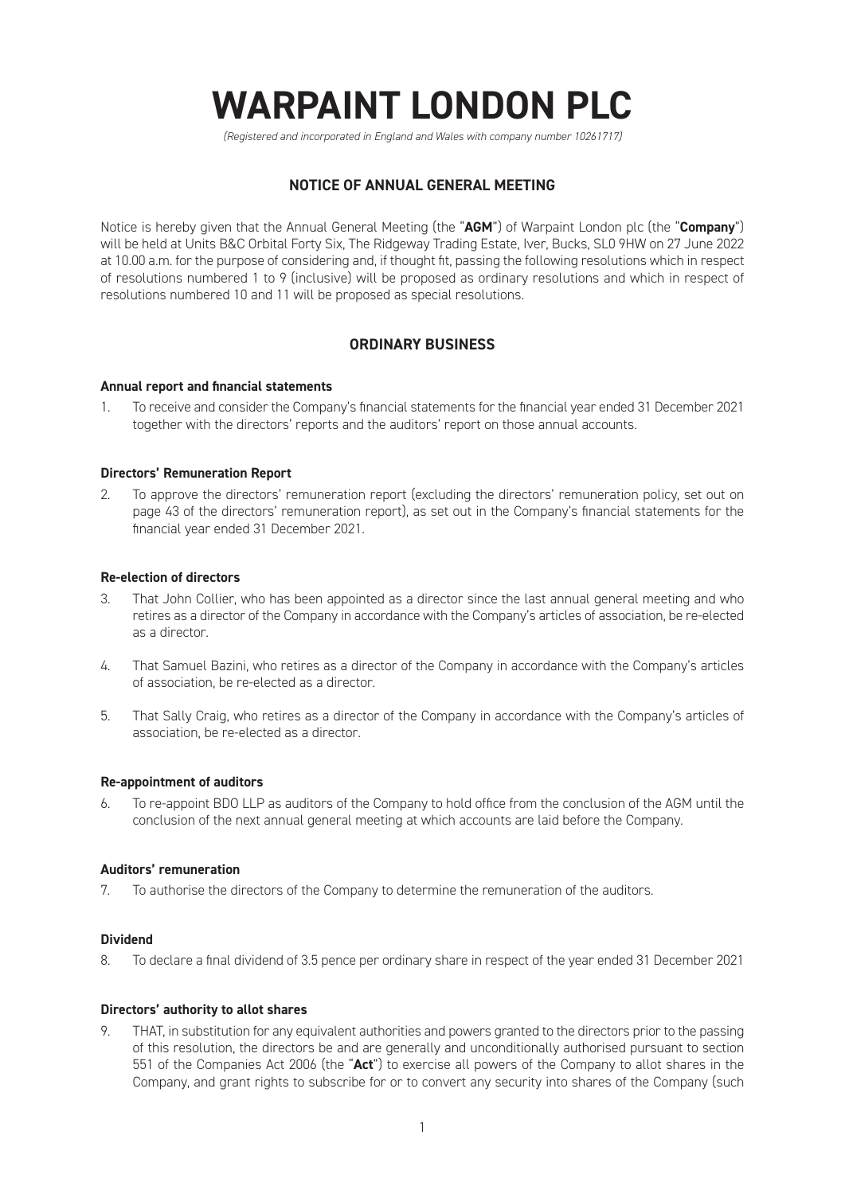# WARPAINT LONDON PLC

*(Registered and incorporated in England and Wales with company number 10261717)*

## NOTICE OF ANNUAL GENERAL MEETING

Notice is hereby given that the Annual General Meeting (the "**AGM**") of Warpaint London plc (the "**Company**") will be held at Units B&C Orbital Forty Six, The Ridgeway Trading Estate, Iver, Bucks, SL0 9HW on 27 June 2022 at 10.00 a.m. for the purpose of considering and, if thought fit, passing the following resolutions which in respect of resolutions numbered 1 to 9 (inclusive) will be proposed as ordinary resolutions and which in respect of resolutions numbered 10 and 11 will be proposed as special resolutions.

## ORDINARY BUSINESS

**Annual report and financial statements**

1. To receive and consider the Company's financial statements for the financial year ended 31 December 2021 together with the directors' reports and the auditors' report on those annual accounts.

**Directors' Remuneration Report**

2. To approve the directors' remuneration report (excluding the directors' remuneration policy, set out on page 43 of the directors' remuneration report), as set out in the Company's financial statements for the financial year ended 31 December 2021.

**Re-election of directors**

3. That John Collier, who has been appointed as a director since the last annual general meeting and who retires as a director of the Company in accordance with the Company's articles of association, be re-elected as a director.

4. That Samuel Bazini, who retires as a director of the Company in accordance with the Company's articles of association, be re-elected as a director.

5. That Sally Craig, who retires as a director of the Company in accordance with the Company's articles of association, be re-elected as a director.

**Re-appointment of auditors**

6. To re-appoint BDO LLP as auditors of the Company to hold office from the conclusion of the AGM until the conclusion of the next annual general meeting at which accounts are laid before the Company.

**Auditors' remuneration**

7. To authorise the directors of the Company to determine the remuneration of the auditors.

**Dividend**

8. To declare a final dividend of 3.5 pence per ordinary share in respect of the year ended 31 December 2021

**Directors' authority to allot shares**

9. THAT, in substitution for any equivalent authorities and powers granted to the directors prior to the passing of this resolution, the directors be and are generally and unconditionally authorised pursuant to section 551 of the Companies Act 2006 (the "**Act**") to exercise all powers of the Company to allot shares in the Company, and grant rights to subscribe for or to convert any security into shares of the Company (such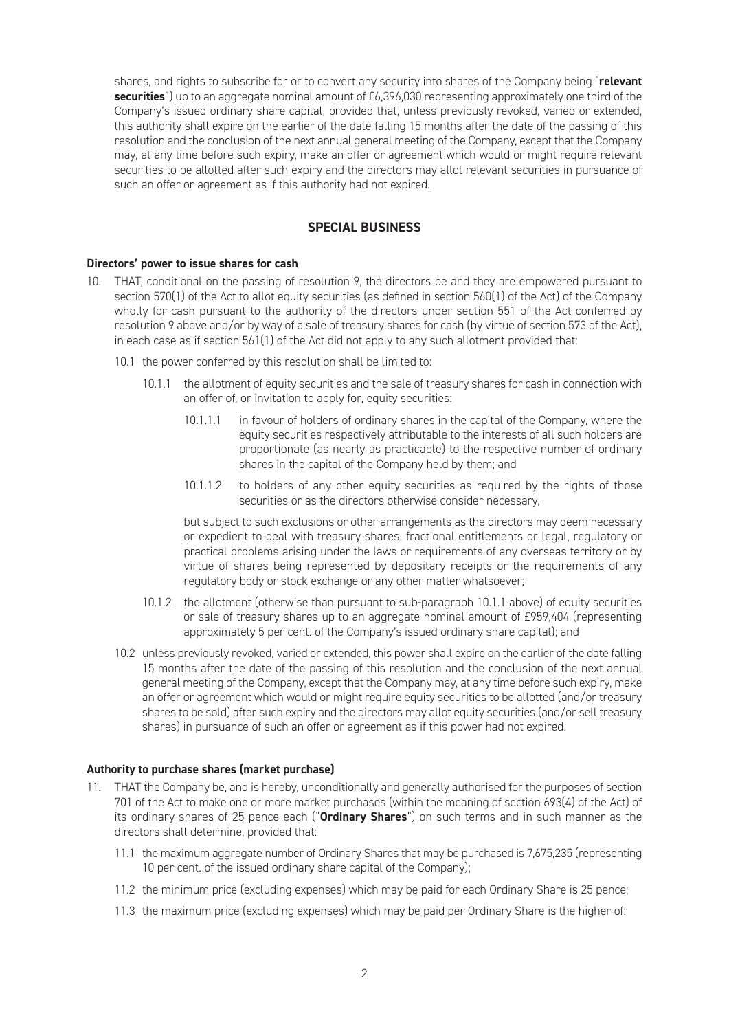shares, and rights to subscribe for or to convert any security into shares of the Company being "**relevant securities**") up to an aggregate nominal amount of £6,396,030 representing approximately one third of the Company's issued ordinary share capital, provided that, unless previously revoked, varied or extended, this authority shall expire on the earlier of the date falling 15 months after the date of the passing of this resolution and the conclusion of the next annual general meeting of the Company, except that the Company may, at any time before such expiry, make an offer or agreement which would or might require relevant securities to be allotted after such expiry and the directors may allot relevant securities in pursuance of such an offer or agreement as if this authority had not expired.

## SPECIAL BUSINESS

**Directors' power to issue shares for cash**

10. THAT, conditional on the passing of resolution 9, the directors be and they are empowered pursuant to section 570(1) of the Act to allot equity securities (as defined in section 560(1) of the Act) of the Company wholly for cash pursuant to the authority of the directors under section 551 of the Act conferred by resolution 9 above and/or by way of a sale of treasury shares for cash (by virtue of section 573 of the Act), in each case as if section 561(1) of the Act did not apply to any such allotment provided that:

    10.1 the power conferred by this resolution shall be limited to:

    10.1.1 the allotment of equity securities and the sale of treasury shares for cash in connection with an offer of, or invitation to apply for, equity securities:

    10.1.1.1 in favour of holders of ordinary shares in the capital of the Company, where the equity securities respectively attributable to the interests of all such holders are proportionate (as nearly as practicable) to the respective number of ordinary shares in the capital of the Company held by them; and

    10.1.1.2 to holders of any other equity securities as required by the rights of those securities or as the directors otherwise consider necessary,

    but subject to such exclusions or other arrangements as the directors may deem necessary or expedient to deal with treasury shares, fractional entitlements or legal, regulatory or practical problems arising under the laws or requirements of any overseas territory or by virtue of shares being represented by depositary receipts or the requirements of any regulatory body or stock exchange or any other matter whatsoever;

    10.1.2 the allotment (otherwise than pursuant to sub-paragraph 10.1.1 above) of equity securities or sale of treasury shares up to an aggregate nominal amount of £959,404 (representing approximately 5 per cent. of the Company's issued ordinary share capital); and

    10.2 unless previously revoked, varied or extended, this power shall expire on the earlier of the date falling 15 months after the date of the passing of this resolution and the conclusion of the next annual general meeting of the Company, except that the Company may, at any time before such expiry, make an offer or agreement which would or might require equity securities to be allotted (and/or treasury shares to be sold) after such expiry and the directors may allot equity securities (and/or sell treasury shares) in pursuance of such an offer or agreement as if this power had not expired.

**Authority to purchase shares (market purchase)**

11. THAT the Company be, and is hereby, unconditionally and generally authorised for the purposes of section 701 of the Act to make one or more market purchases (within the meaning of section 693(4) of the Act) of its ordinary shares of 25 pence each ("**Ordinary Shares**") on such terms and in such manner as the directors shall determine, provided that:

    11.1 the maximum aggregate number of Ordinary Shares that may be purchased is 7,675,235 (representing 10 per cent. of the issued ordinary share capital of the Company);

    11.2 the minimum price (excluding expenses) which may be paid for each Ordinary Share is 25 pence;

    11.3 the maximum price (excluding expenses) which may be paid per Ordinary Share is the higher of: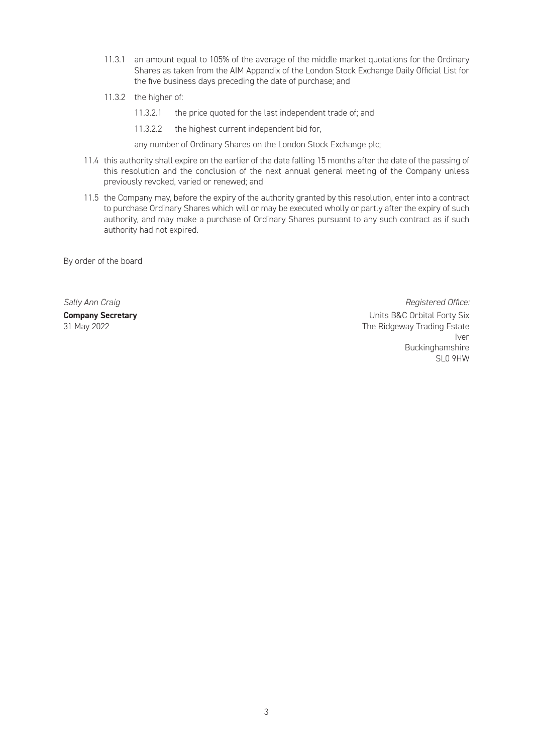11.3.1 an amount equal to 105% of the average of the middle market quotations for the Ordinary Shares as taken from the AIM Appendix of the London Stock Exchange Daily Official List for the five business days preceding the date of purchase; and

11.3.2 the higher of:

11.3.2.1 the price quoted for the last independent trade of; and

11.3.2.2 the highest current independent bid for,

any number of Ordinary Shares on the London Stock Exchange plc;

11.4 this authority shall expire on the earlier of the date falling 15 months after the date of the passing of this resolution and the conclusion of the next annual general meeting of the Company unless previously revoked, varied or renewed; and

11.5 the Company may, before the expiry of the authority granted by this resolution, enter into a contract to purchase Ordinary Shares which will or may be executed wholly or partly after the expiry of such authority, and may make a purchase of Ordinary Shares pursuant to any such contract as if such authority had not expired.

By order of the board

*Sally Ann Craig*
**Company Secretary**
31 May 2022

*Registered Office:*
Units B&C Orbital Forty Six
The Ridgeway Trading Estate
Iver
Buckinghamshire
SL0 9HW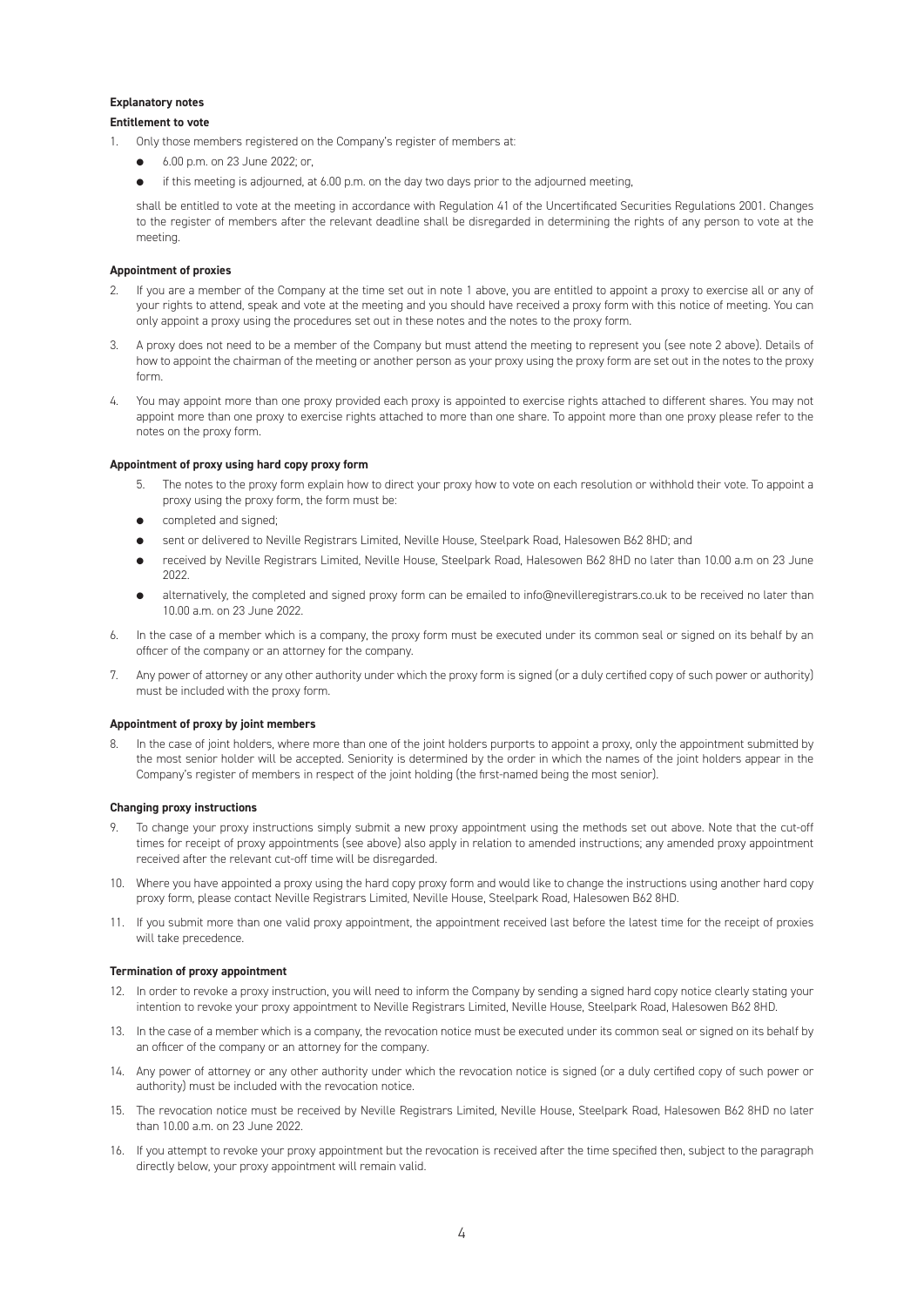**Explanatory notes**

**Entitlement to vote**

1. Only those members registered on the Company's register of members at:

   - 6.00 p.m. on 23 June 2022; or,
   - if this meeting is adjourned, at 6.00 p.m. on the day two days prior to the adjourned meeting,

   shall be entitled to vote at the meeting in accordance with Regulation 41 of the Uncertificated Securities Regulations 2001. Changes to the register of members after the relevant deadline shall be disregarded in determining the rights of any person to vote at the meeting.

**Appointment of proxies**

2. If you are a member of the Company at the time set out in note 1 above, you are entitled to appoint a proxy to exercise all or any of your rights to attend, speak and vote at the meeting and you should have received a proxy form with this notice of meeting. You can only appoint a proxy using the procedures set out in these notes and the notes to the proxy form.

3. A proxy does not need to be a member of the Company but must attend the meeting to represent you (see note 2 above). Details of how to appoint the chairman of the meeting or another person as your proxy using the proxy form are set out in the notes to the proxy form.

4. You may appoint more than one proxy provided each proxy is appointed to exercise rights attached to different shares. You may not appoint more than one proxy to exercise rights attached to more than one share. To appoint more than one proxy please refer to the notes on the proxy form.

**Appointment of proxy using hard copy proxy form**

5. The notes to the proxy form explain how to direct your proxy how to vote on each resolution or withhold their vote. To appoint a proxy using the proxy form, the form must be:

   - completed and signed;
   - sent or delivered to Neville Registrars Limited, Neville House, Steelpark Road, Halesowen B62 8HD; and
   - received by Neville Registrars Limited, Neville House, Steelpark Road, Halesowen B62 8HD no later than 10.00 a.m on 23 June 2022.
   - alternatively, the completed and signed proxy form can be emailed to info@nevilleregistrars.co.uk to be received no later than 10.00 a.m. on 23 June 2022.

6. In the case of a member which is a company, the proxy form must be executed under its common seal or signed on its behalf by an officer of the company or an attorney for the company.

7. Any power of attorney or any other authority under which the proxy form is signed (or a duly certified copy of such power or authority) must be included with the proxy form.

**Appointment of proxy by joint members**

8. In the case of joint holders, where more than one of the joint holders purports to appoint a proxy, only the appointment submitted by the most senior holder will be accepted. Seniority is determined by the order in which the names of the joint holders appear in the Company's register of members in respect of the joint holding (the first-named being the most senior).

**Changing proxy instructions**

9. To change your proxy instructions simply submit a new proxy appointment using the methods set out above. Note that the cut-off times for receipt of proxy appointments (see above) also apply in relation to amended instructions; any amended proxy appointment received after the relevant cut-off time will be disregarded.

10. Where you have appointed a proxy using the hard copy proxy form and would like to change the instructions using another hard copy proxy form, please contact Neville Registrars Limited, Neville House, Steelpark Road, Halesowen B62 8HD.

11. If you submit more than one valid proxy appointment, the appointment received last before the latest time for the receipt of proxies will take precedence.

**Termination of proxy appointment**

12. In order to revoke a proxy instruction, you will need to inform the Company by sending a signed hard copy notice clearly stating your intention to revoke your proxy appointment to Neville Registrars Limited, Neville House, Steelpark Road, Halesowen B62 8HD.

13. In the case of a member which is a company, the revocation notice must be executed under its common seal or signed on its behalf by an officer of the company or an attorney for the company.

14. Any power of attorney or any other authority under which the revocation notice is signed (or a duly certified copy of such power or authority) must be included with the revocation notice.

15. The revocation notice must be received by Neville Registrars Limited, Neville House, Steelpark Road, Halesowen B62 8HD no later than 10.00 a.m. on 23 June 2022.

16. If you attempt to revoke your proxy appointment but the revocation is received after the time specified then, subject to the paragraph directly below, your proxy appointment will remain valid.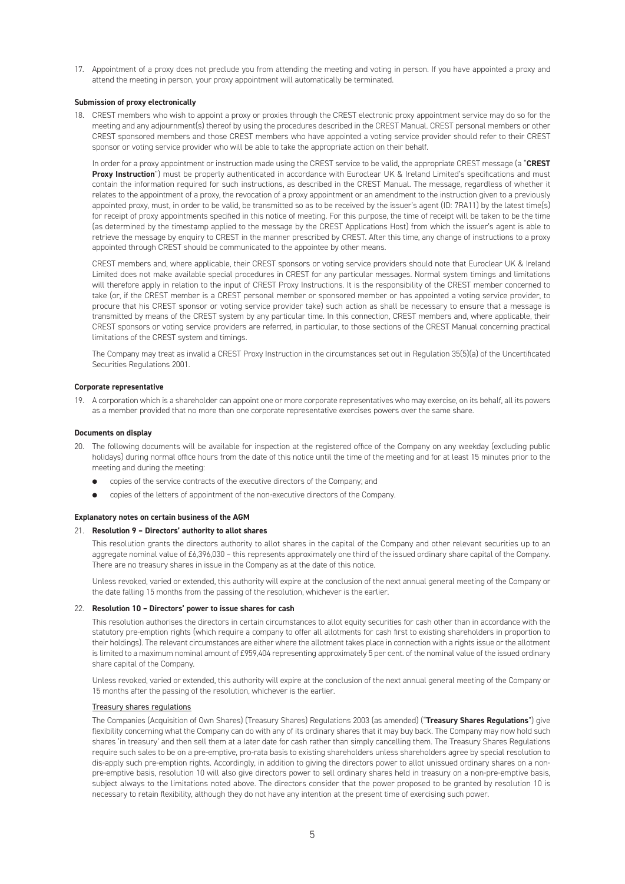17. Appointment of a proxy does not preclude you from attending the meeting and voting in person. If you have appointed a proxy and attend the meeting in person, your proxy appointment will automatically be terminated.

**Submission of proxy electronically**

18. CREST members who wish to appoint a proxy or proxies through the CREST electronic proxy appointment service may do so for the meeting and any adjournment(s) thereof by using the procedures described in the CREST Manual. CREST personal members or other CREST sponsored members and those CREST members who have appointed a voting service provider should refer to their CREST sponsor or voting service provider who will be able to take the appropriate action on their behalf.

    In order for a proxy appointment or instruction made using the CREST service to be valid, the appropriate CREST message (a "**CREST Proxy Instruction**") must be properly authenticated in accordance with Euroclear UK & Ireland Limited's specifications and must contain the information required for such instructions, as described in the CREST Manual. The message, regardless of whether it relates to the appointment of a proxy, the revocation of a proxy appointment or an amendment to the instruction given to a previously appointed proxy, must, in order to be valid, be transmitted so as to be received by the issuer's agent (ID: 7RA11) by the latest time(s) for receipt of proxy appointments specified in this notice of meeting. For this purpose, the time of receipt will be taken to be the time (as determined by the timestamp applied to the message by the CREST Applications Host) from which the issuer's agent is able to retrieve the message by enquiry to CREST in the manner prescribed by CREST. After this time, any change of instructions to a proxy appointed through CREST should be communicated to the appointee by other means.

    CREST members and, where applicable, their CREST sponsors or voting service providers should note that Euroclear UK & Ireland Limited does not make available special procedures in CREST for any particular messages. Normal system timings and limitations will therefore apply in relation to the input of CREST Proxy Instructions. It is the responsibility of the CREST member concerned to take (or, if the CREST member is a CREST personal member or sponsored member or has appointed a voting service provider, to procure that his CREST sponsor or voting service provider take) such action as shall be necessary to ensure that a message is transmitted by means of the CREST system by any particular time. In this connection, CREST members and, where applicable, their CREST sponsors or voting service providers are referred, in particular, to those sections of the CREST Manual concerning practical limitations of the CREST system and timings.

    The Company may treat as invalid a CREST Proxy Instruction in the circumstances set out in Regulation 35(5)(a) of the Uncertificated Securities Regulations 2001.

**Corporate representative**

19. A corporation which is a shareholder can appoint one or more corporate representatives who may exercise, on its behalf, all its powers as a member provided that no more than one corporate representative exercises powers over the same share.

**Documents on display**

20. The following documents will be available for inspection at the registered office of the Company on any weekday (excluding public holidays) during normal office hours from the date of this notice until the time of the meeting and for at least 15 minutes prior to the meeting and during the meeting:
    - copies of the service contracts of the executive directors of the Company; and
    - copies of the letters of appointment of the non-executive directors of the Company.

**Explanatory notes on certain business of the AGM**

21. **Resolution 9 – Directors' authority to allot shares**

    This resolution grants the directors authority to allot shares in the capital of the Company and other relevant securities up to an aggregate nominal value of £6,396,030 – this represents approximately one third of the issued ordinary share capital of the Company. There are no treasury shares in issue in the Company as at the date of this notice.

    Unless revoked, varied or extended, this authority will expire at the conclusion of the next annual general meeting of the Company or the date falling 15 months from the passing of the resolution, whichever is the earlier.

22. **Resolution 10 – Directors' power to issue shares for cash**

    This resolution authorises the directors in certain circumstances to allot equity securities for cash other than in accordance with the statutory pre-emption rights (which require a company to offer all allotments for cash first to existing shareholders in proportion to their holdings). The relevant circumstances are either where the allotment takes place in connection with a rights issue or the allotment is limited to a maximum nominal amount of £959,404 representing approximately 5 per cent. of the nominal value of the issued ordinary share capital of the Company.

    Unless revoked, varied or extended, this authority will expire at the conclusion of the next annual general meeting of the Company or 15 months after the passing of the resolution, whichever is the earlier.

    Treasury shares regulations

    The Companies (Acquisition of Own Shares) (Treasury Shares) Regulations 2003 (as amended) ("**Treasury Shares Regulations**") give flexibility concerning what the Company can do with any of its ordinary shares that it may buy back. The Company may now hold such shares 'in treasury' and then sell them at a later date for cash rather than simply cancelling them. The Treasury Shares Regulations require such sales to be on a pre-emptive, pro-rata basis to existing shareholders unless shareholders agree by special resolution to dis-apply such pre-emption rights. Accordingly, in addition to giving the directors power to allot unissued ordinary shares on a non-pre-emptive basis, resolution 10 will also give directors power to sell ordinary shares held in treasury on a non-pre-emptive basis, subject always to the limitations noted above. The directors consider that the power proposed to be granted by resolution 10 is necessary to retain flexibility, although they do not have any intention at the present time of exercising such power.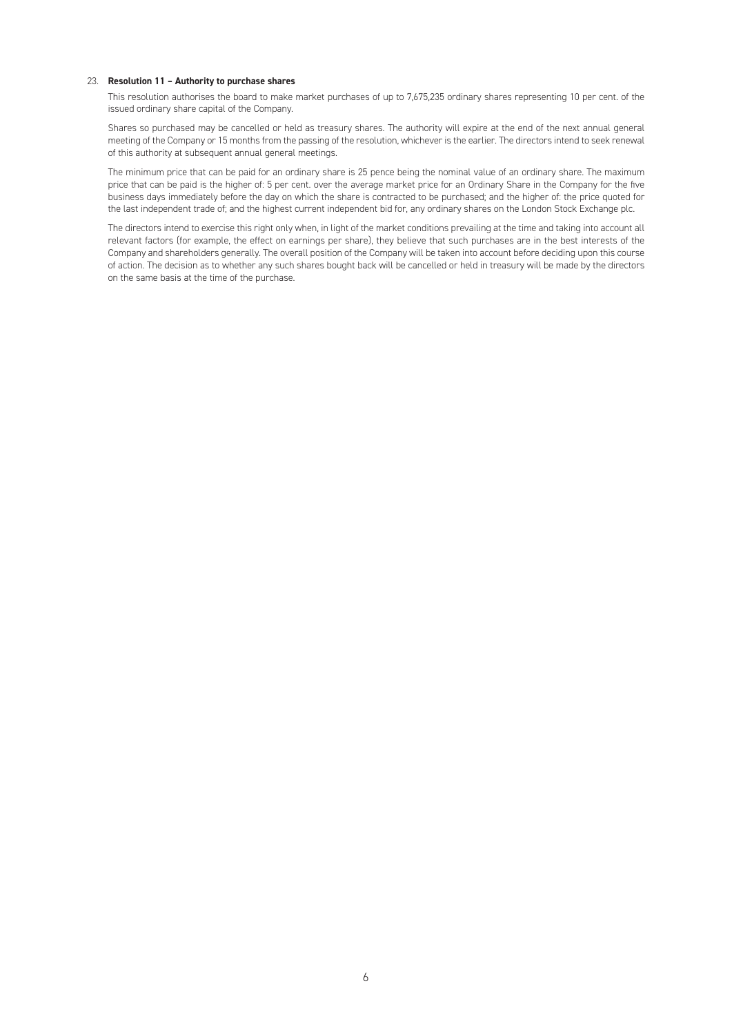23. **Resolution 11 – Authority to purchase shares**

This resolution authorises the board to make market purchases of up to 7,675,235 ordinary shares representing 10 per cent. of the issued ordinary share capital of the Company.

Shares so purchased may be cancelled or held as treasury shares. The authority will expire at the end of the next annual general meeting of the Company or 15 months from the passing of the resolution, whichever is the earlier. The directors intend to seek renewal of this authority at subsequent annual general meetings.

The minimum price that can be paid for an ordinary share is 25 pence being the nominal value of an ordinary share. The maximum price that can be paid is the higher of: 5 per cent. over the average market price for an Ordinary Share in the Company for the five business days immediately before the day on which the share is contracted to be purchased; and the higher of: the price quoted for the last independent trade of; and the highest current independent bid for, any ordinary shares on the London Stock Exchange plc.

The directors intend to exercise this right only when, in light of the market conditions prevailing at the time and taking into account all relevant factors (for example, the effect on earnings per share), they believe that such purchases are in the best interests of the Company and shareholders generally. The overall position of the Company will be taken into account before deciding upon this course of action. The decision as to whether any such shares bought back will be cancelled or held in treasury will be made by the directors on the same basis at the time of the purchase.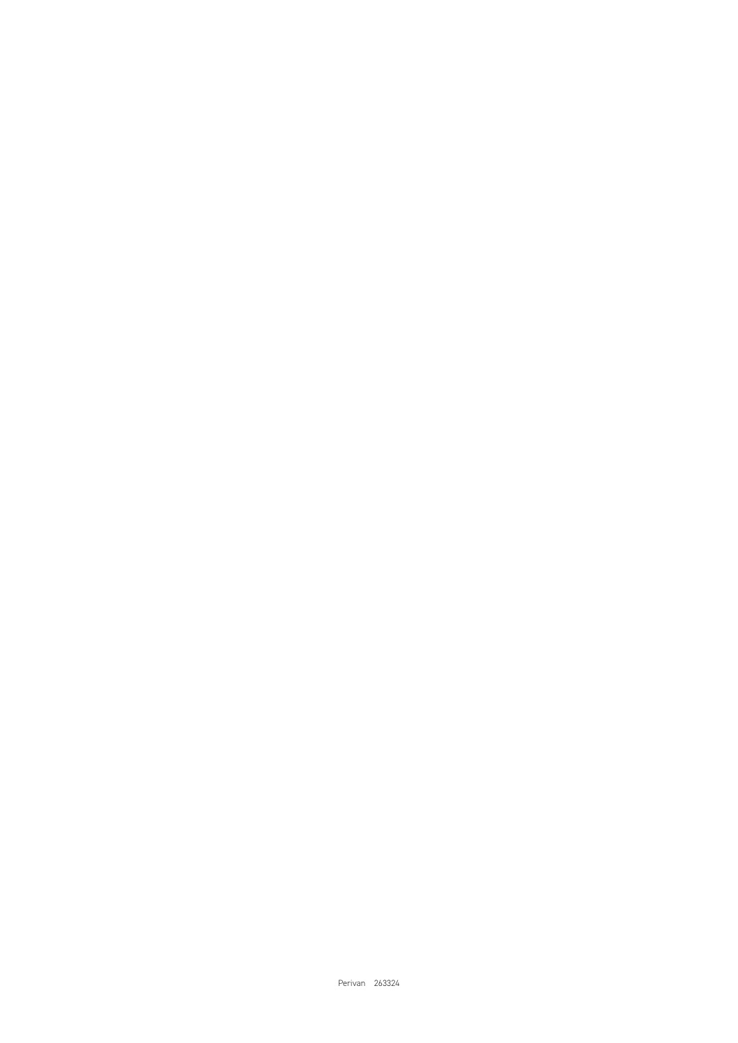Perivan 263324